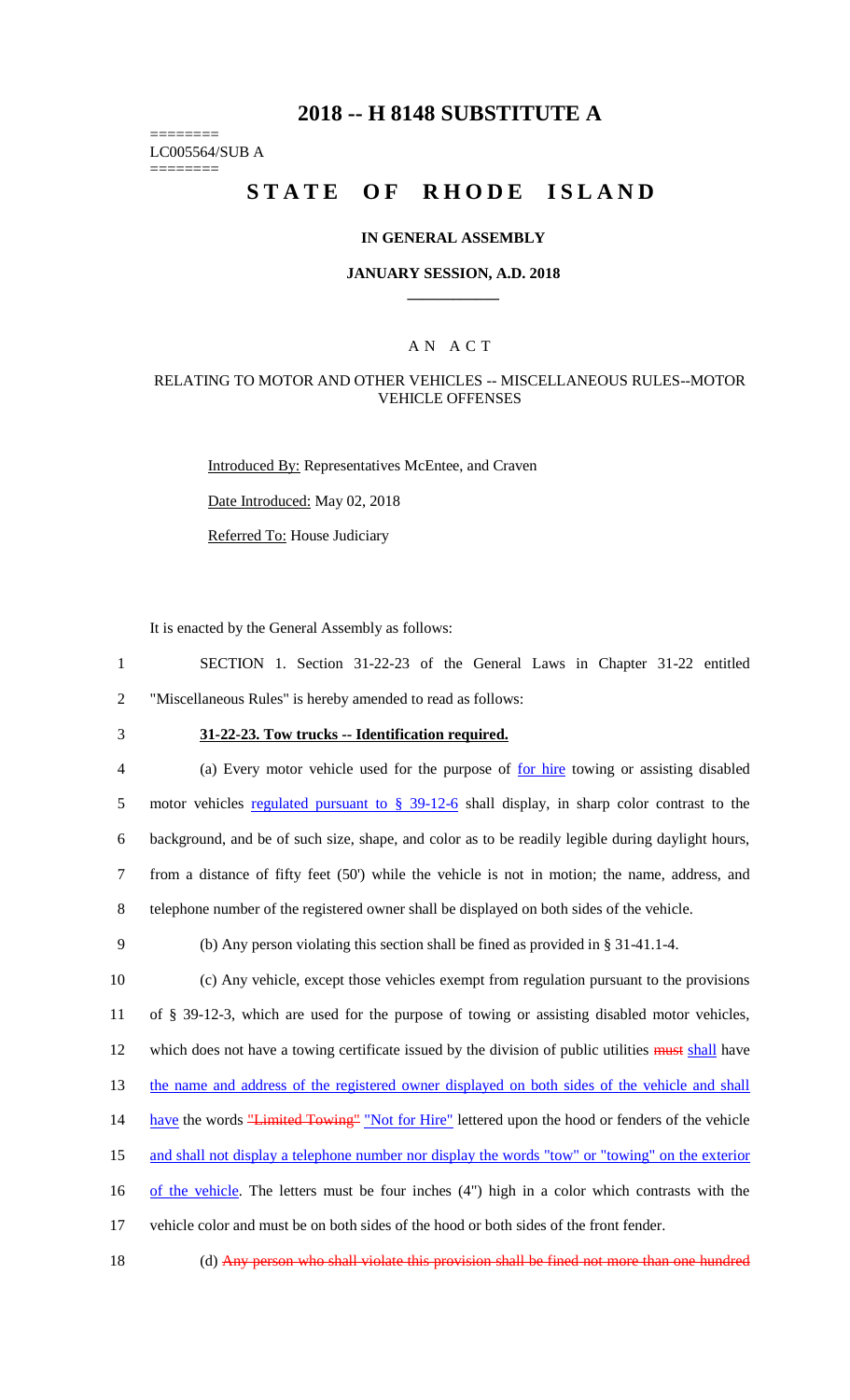# 2018 -- H 8148 SUBSTITUTE A

========
LC005564/SUB A
========

# STATE OF RHODE ISLAND

### IN GENERAL ASSEMBLY

### JANUARY SESSION, A.D. 2018

### AN ACT

### RELATING TO MOTOR AND OTHER VEHICLES -- MISCELLANEOUS RULES--MOTOR VEHICLE OFFENSES

Introduced By: Representatives McEntee, and Craven

Date Introduced: May 02, 2018

Referred To: House Judiciary

It is enacted by the General Assembly as follows:

1 SECTION 1. Section 31-22-23 of the General Laws in Chapter 31-22 entitled
2 "Miscellaneous Rules" is hereby amended to read as follows:

3 **31-22-23. Tow trucks -- Identification required.**

4 (a) Every motor vehicle used for the purpose of for hire towing or assisting disabled
5 motor vehicles regulated pursuant to § 39-12-6 shall display, in sharp color contrast to the
6 background, and be of such size, shape, and color as to be readily legible during daylight hours,
7 from a distance of fifty feet (50') while the vehicle is not in motion; the name, address, and
8 telephone number of the registered owner shall be displayed on both sides of the vehicle.

9 (b) Any person violating this section shall be fined as provided in § 31-41.1-4.

10 (c) Any vehicle, except those vehicles exempt from regulation pursuant to the provisions
11 of § 39-12-3, which are used for the purpose of towing or assisting disabled motor vehicles,
12 which does not have a towing certificate issued by the division of public utilities ~~must~~ shall have
13 the name and address of the registered owner displayed on both sides of the vehicle and shall
14 have the words ~~"Limited Towing"~~ "Not for Hire" lettered upon the hood or fenders of the vehicle
15 and shall not display a telephone number nor display the words "tow" or "towing" on the exterior
16 of the vehicle. The letters must be four inches (4") high in a color which contrasts with the
17 vehicle color and must be on both sides of the hood or both sides of the front fender.

18 (d) ~~Any person who shall violate this provision shall be fined not more than one hundred~~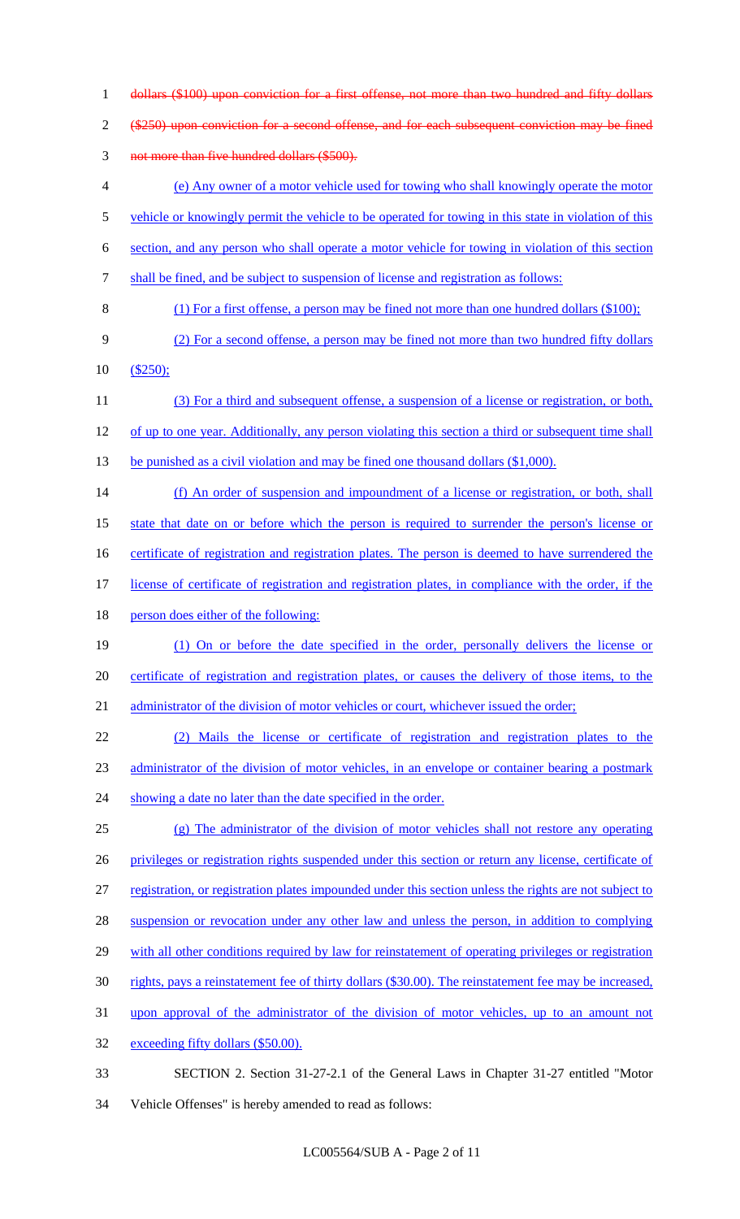~~dollars ($100) upon conviction for a first offense, not more than two hundred and fifty dollars ($250) upon conviction for a second offense, and for each subsequent conviction may be fined not more than five hundred dollars ($500).~~

(e) Any owner of a motor vehicle used for towing who shall knowingly operate the motor vehicle or knowingly permit the vehicle to be operated for towing in this state in violation of this section, and any person who shall operate a motor vehicle for towing in violation of this section shall be fined, and be subject to suspension of license and registration as follows:

(1) For a first offense, a person may be fined not more than one hundred dollars ($100);

(2) For a second offense, a person may be fined not more than two hundred fifty dollars ($250);

(3) For a third and subsequent offense, a suspension of a license or registration, or both, of up to one year. Additionally, any person violating this section a third or subsequent time shall be punished as a civil violation and may be fined one thousand dollars ($1,000).

(f) An order of suspension and impoundment of a license or registration, or both, shall state that date on or before which the person is required to surrender the person's license or certificate of registration and registration plates. The person is deemed to have surrendered the license of certificate of registration and registration plates, in compliance with the order, if the person does either of the following:

(1) On or before the date specified in the order, personally delivers the license or certificate of registration and registration plates, or causes the delivery of those items, to the administrator of the division of motor vehicles or court, whichever issued the order;

(2) Mails the license or certificate of registration and registration plates to the administrator of the division of motor vehicles, in an envelope or container bearing a postmark showing a date no later than the date specified in the order.

(g) The administrator of the division of motor vehicles shall not restore any operating privileges or registration rights suspended under this section or return any license, certificate of registration, or registration plates impounded under this section unless the rights are not subject to suspension or revocation under any other law and unless the person, in addition to complying with all other conditions required by law for reinstatement of operating privileges or registration rights, pays a reinstatement fee of thirty dollars ($30.00). The reinstatement fee may be increased, upon approval of the administrator of the division of motor vehicles, up to an amount not exceeding fifty dollars ($50.00).

SECTION 2. Section 31-27-2.1 of the General Laws in Chapter 31-27 entitled "Motor Vehicle Offenses" is hereby amended to read as follows: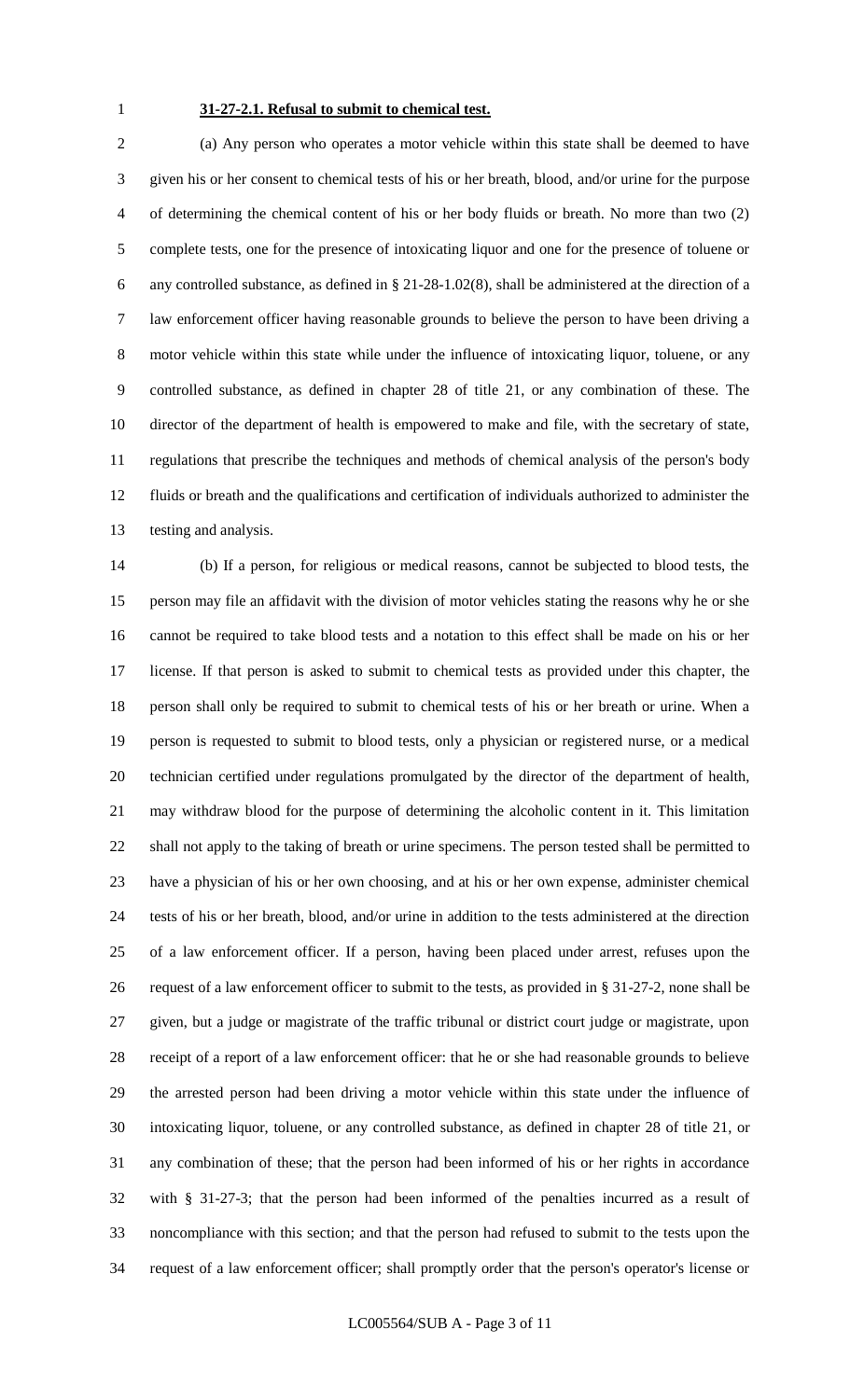**31-27-2.1. Refusal to submit to chemical test.**

(a) Any person who operates a motor vehicle within this state shall be deemed to have given his or her consent to chemical tests of his or her breath, blood, and/or urine for the purpose of determining the chemical content of his or her body fluids or breath. No more than two (2) complete tests, one for the presence of intoxicating liquor and one for the presence of toluene or any controlled substance, as defined in § 21-28-1.02(8), shall be administered at the direction of a law enforcement officer having reasonable grounds to believe the person to have been driving a motor vehicle within this state while under the influence of intoxicating liquor, toluene, or any controlled substance, as defined in chapter 28 of title 21, or any combination of these. The director of the department of health is empowered to make and file, with the secretary of state, regulations that prescribe the techniques and methods of chemical analysis of the person's body fluids or breath and the qualifications and certification of individuals authorized to administer the testing and analysis.

(b) If a person, for religious or medical reasons, cannot be subjected to blood tests, the person may file an affidavit with the division of motor vehicles stating the reasons why he or she cannot be required to take blood tests and a notation to this effect shall be made on his or her license. If that person is asked to submit to chemical tests as provided under this chapter, the person shall only be required to submit to chemical tests of his or her breath or urine. When a person is requested to submit to blood tests, only a physician or registered nurse, or a medical technician certified under regulations promulgated by the director of the department of health, may withdraw blood for the purpose of determining the alcoholic content in it. This limitation shall not apply to the taking of breath or urine specimens. The person tested shall be permitted to have a physician of his or her own choosing, and at his or her own expense, administer chemical tests of his or her breath, blood, and/or urine in addition to the tests administered at the direction of a law enforcement officer. If a person, having been placed under arrest, refuses upon the request of a law enforcement officer to submit to the tests, as provided in § 31-27-2, none shall be given, but a judge or magistrate of the traffic tribunal or district court judge or magistrate, upon receipt of a report of a law enforcement officer: that he or she had reasonable grounds to believe the arrested person had been driving a motor vehicle within this state under the influence of intoxicating liquor, toluene, or any controlled substance, as defined in chapter 28 of title 21, or any combination of these; that the person had been informed of his or her rights in accordance with § 31-27-3; that the person had been informed of the penalties incurred as a result of noncompliance with this section; and that the person had refused to submit to the tests upon the request of a law enforcement officer; shall promptly order that the person's operator's license or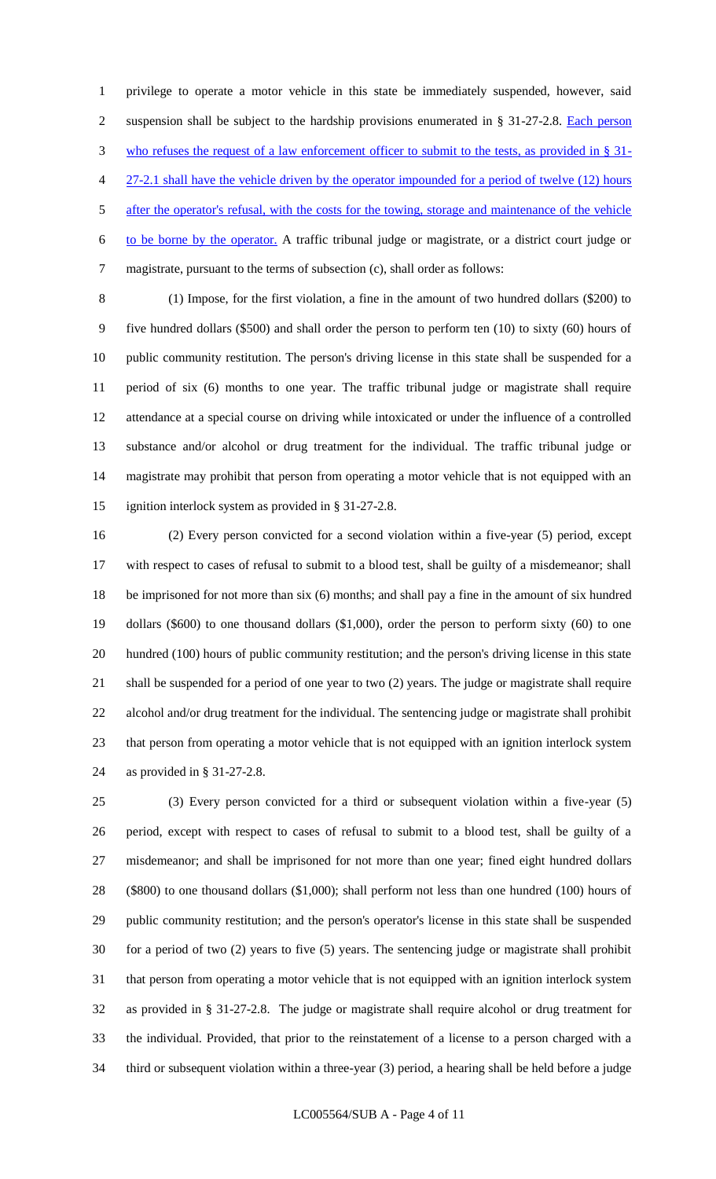privilege to operate a motor vehicle in this state be immediately suspended, however, said suspension shall be subject to the hardship provisions enumerated in § 31-27-2.8. Each person who refuses the request of a law enforcement officer to submit to the tests, as provided in § 31-27-2.1 shall have the vehicle driven by the operator impounded for a period of twelve (12) hours after the operator's refusal, with the costs for the towing, storage and maintenance of the vehicle to be borne by the operator. A traffic tribunal judge or magistrate, or a district court judge or magistrate, pursuant to the terms of subsection (c), shall order as follows:

(1) Impose, for the first violation, a fine in the amount of two hundred dollars ($200) to five hundred dollars ($500) and shall order the person to perform ten (10) to sixty (60) hours of public community restitution. The person's driving license in this state shall be suspended for a period of six (6) months to one year. The traffic tribunal judge or magistrate shall require attendance at a special course on driving while intoxicated or under the influence of a controlled substance and/or alcohol or drug treatment for the individual. The traffic tribunal judge or magistrate may prohibit that person from operating a motor vehicle that is not equipped with an ignition interlock system as provided in § 31-27-2.8.

(2) Every person convicted for a second violation within a five-year (5) period, except with respect to cases of refusal to submit to a blood test, shall be guilty of a misdemeanor; shall be imprisoned for not more than six (6) months; and shall pay a fine in the amount of six hundred dollars ($600) to one thousand dollars ($1,000), order the person to perform sixty (60) to one hundred (100) hours of public community restitution; and the person's driving license in this state shall be suspended for a period of one year to two (2) years. The judge or magistrate shall require alcohol and/or drug treatment for the individual. The sentencing judge or magistrate shall prohibit that person from operating a motor vehicle that is not equipped with an ignition interlock system as provided in § 31-27-2.8.

(3) Every person convicted for a third or subsequent violation within a five-year (5) period, except with respect to cases of refusal to submit to a blood test, shall be guilty of a misdemeanor; and shall be imprisoned for not more than one year; fined eight hundred dollars ($800) to one thousand dollars ($1,000); shall perform not less than one hundred (100) hours of public community restitution; and the person's operator's license in this state shall be suspended for a period of two (2) years to five (5) years. The sentencing judge or magistrate shall prohibit that person from operating a motor vehicle that is not equipped with an ignition interlock system as provided in § 31-27-2.8. The judge or magistrate shall require alcohol or drug treatment for the individual. Provided, that prior to the reinstatement of a license to a person charged with a third or subsequent violation within a three-year (3) period, a hearing shall be held before a judge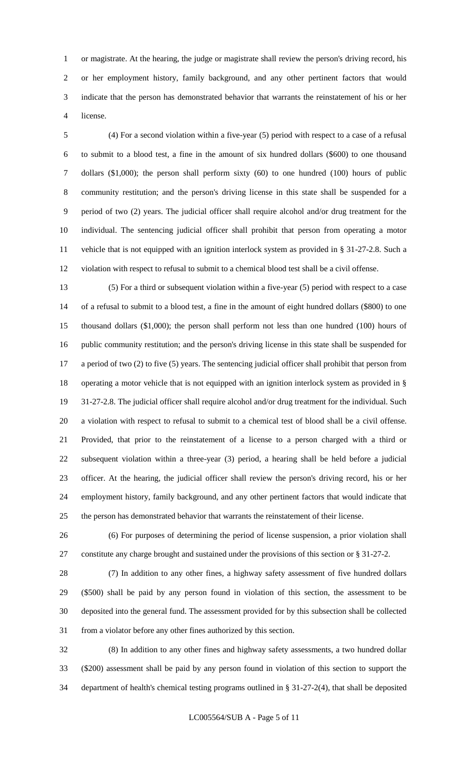or magistrate. At the hearing, the judge or magistrate shall review the person's driving record, his or her employment history, family background, and any other pertinent factors that would indicate that the person has demonstrated behavior that warrants the reinstatement of his or her license.

(4) For a second violation within a five-year (5) period with respect to a case of a refusal to submit to a blood test, a fine in the amount of six hundred dollars ($600) to one thousand dollars ($1,000); the person shall perform sixty (60) to one hundred (100) hours of public community restitution; and the person's driving license in this state shall be suspended for a period of two (2) years. The judicial officer shall require alcohol and/or drug treatment for the individual. The sentencing judicial officer shall prohibit that person from operating a motor vehicle that is not equipped with an ignition interlock system as provided in § 31-27-2.8. Such a violation with respect to refusal to submit to a chemical blood test shall be a civil offense.

(5) For a third or subsequent violation within a five-year (5) period with respect to a case of a refusal to submit to a blood test, a fine in the amount of eight hundred dollars ($800) to one thousand dollars ($1,000); the person shall perform not less than one hundred (100) hours of public community restitution; and the person's driving license in this state shall be suspended for a period of two (2) to five (5) years. The sentencing judicial officer shall prohibit that person from operating a motor vehicle that is not equipped with an ignition interlock system as provided in § 31-27-2.8. The judicial officer shall require alcohol and/or drug treatment for the individual. Such a violation with respect to refusal to submit to a chemical test of blood shall be a civil offense. Provided, that prior to the reinstatement of a license to a person charged with a third or subsequent violation within a three-year (3) period, a hearing shall be held before a judicial officer. At the hearing, the judicial officer shall review the person's driving record, his or her employment history, family background, and any other pertinent factors that would indicate that the person has demonstrated behavior that warrants the reinstatement of their license.

(6) For purposes of determining the period of license suspension, a prior violation shall constitute any charge brought and sustained under the provisions of this section or § 31-27-2.

(7) In addition to any other fines, a highway safety assessment of five hundred dollars ($500) shall be paid by any person found in violation of this section, the assessment to be deposited into the general fund. The assessment provided for by this subsection shall be collected from a violator before any other fines authorized by this section.

(8) In addition to any other fines and highway safety assessments, a two hundred dollar ($200) assessment shall be paid by any person found in violation of this section to support the department of health's chemical testing programs outlined in § 31-27-2(4), that shall be deposited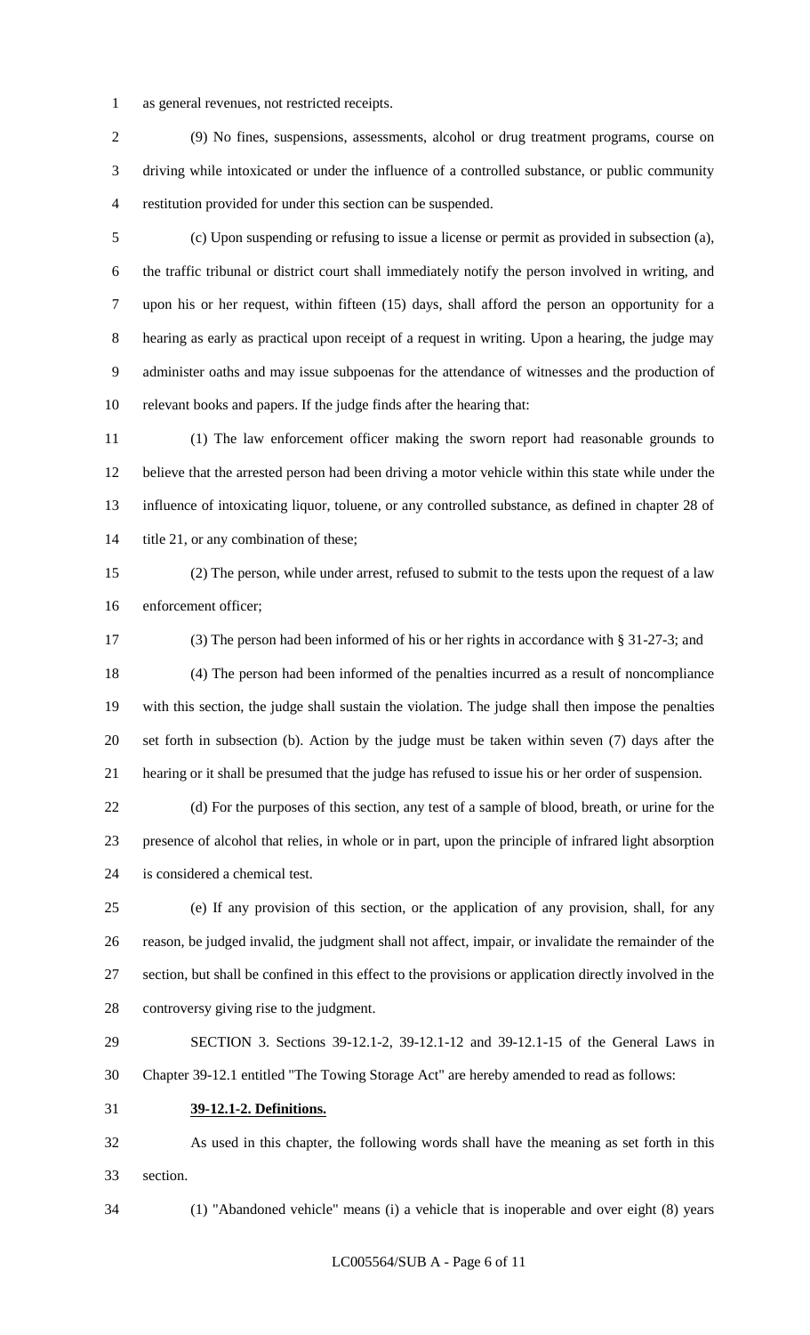as general revenues, not restricted receipts.

(9) No fines, suspensions, assessments, alcohol or drug treatment programs, course on driving while intoxicated or under the influence of a controlled substance, or public community restitution provided for under this section can be suspended.

(c) Upon suspending or refusing to issue a license or permit as provided in subsection (a), the traffic tribunal or district court shall immediately notify the person involved in writing, and upon his or her request, within fifteen (15) days, shall afford the person an opportunity for a hearing as early as practical upon receipt of a request in writing. Upon a hearing, the judge may administer oaths and may issue subpoenas for the attendance of witnesses and the production of relevant books and papers. If the judge finds after the hearing that:

(1) The law enforcement officer making the sworn report had reasonable grounds to believe that the arrested person had been driving a motor vehicle within this state while under the influence of intoxicating liquor, toluene, or any controlled substance, as defined in chapter 28 of title 21, or any combination of these;

(2) The person, while under arrest, refused to submit to the tests upon the request of a law enforcement officer;

(3) The person had been informed of his or her rights in accordance with § 31-27-3; and

(4) The person had been informed of the penalties incurred as a result of noncompliance with this section, the judge shall sustain the violation. The judge shall then impose the penalties set forth in subsection (b). Action by the judge must be taken within seven (7) days after the hearing or it shall be presumed that the judge has refused to issue his or her order of suspension.

(d) For the purposes of this section, any test of a sample of blood, breath, or urine for the presence of alcohol that relies, in whole or in part, upon the principle of infrared light absorption is considered a chemical test.

(e) If any provision of this section, or the application of any provision, shall, for any reason, be judged invalid, the judgment shall not affect, impair, or invalidate the remainder of the section, but shall be confined in this effect to the provisions or application directly involved in the controversy giving rise to the judgment.

SECTION 3. Sections 39-12.1-2, 39-12.1-12 and 39-12.1-15 of the General Laws in Chapter 39-12.1 entitled "The Towing Storage Act" are hereby amended to read as follows:

**39-12.1-2. Definitions.**

As used in this chapter, the following words shall have the meaning as set forth in this section.

(1) "Abandoned vehicle" means (i) a vehicle that is inoperable and over eight (8) years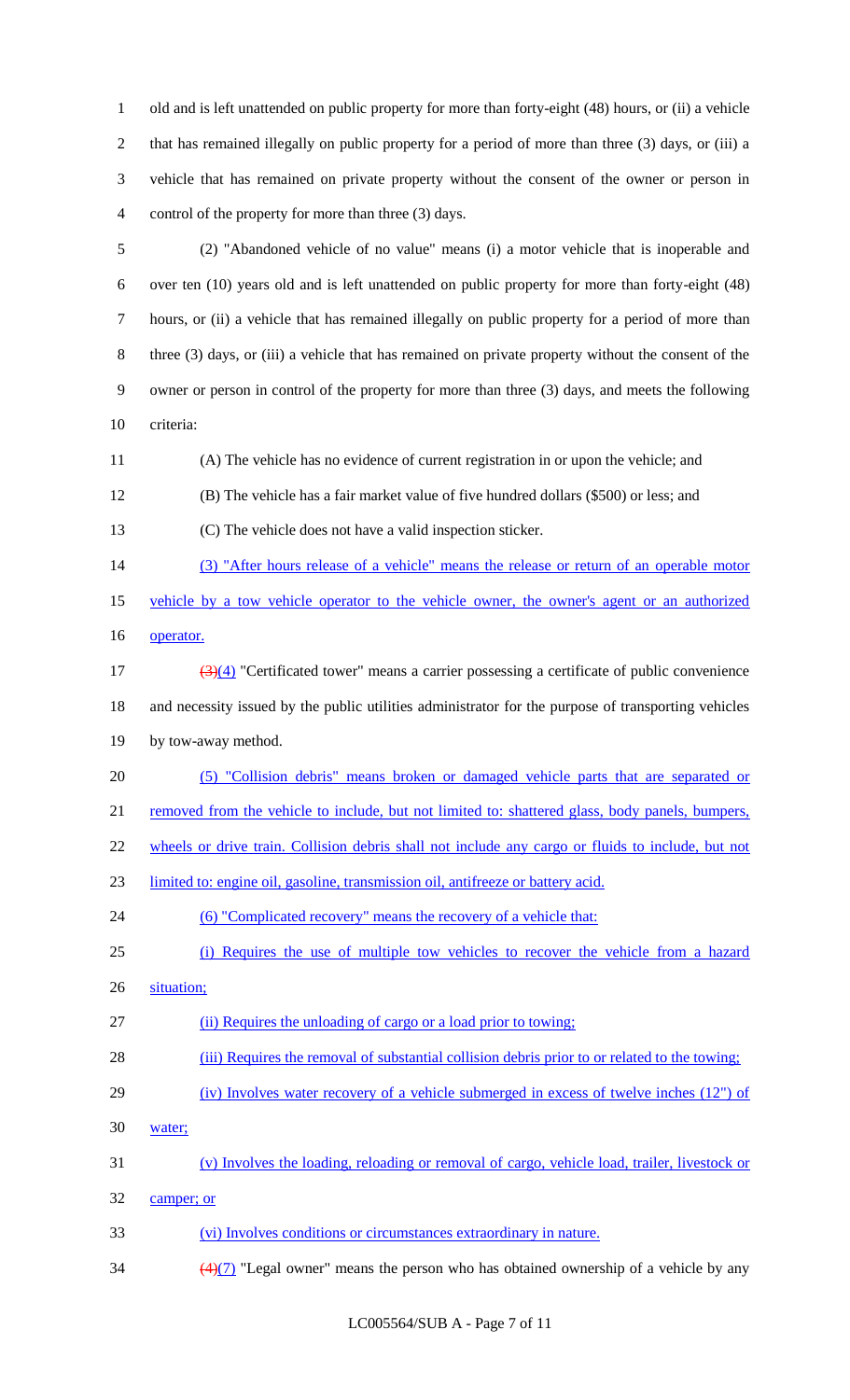old and is left unattended on public property for more than forty-eight (48) hours, or (ii) a vehicle that has remained illegally on public property for a period of more than three (3) days, or (iii) a vehicle that has remained on private property without the consent of the owner or person in control of the property for more than three (3) days.

(2) "Abandoned vehicle of no value" means (i) a motor vehicle that is inoperable and over ten (10) years old and is left unattended on public property for more than forty-eight (48) hours, or (ii) a vehicle that has remained illegally on public property for a period of more than three (3) days, or (iii) a vehicle that has remained on private property without the consent of the owner or person in control of the property for more than three (3) days, and meets the following criteria:

(A) The vehicle has no evidence of current registration in or upon the vehicle; and

(B) The vehicle has a fair market value of five hundred dollars ($500) or less; and

(C) The vehicle does not have a valid inspection sticker.

(3) "After hours release of a vehicle" means the release or return of an operable motor vehicle by a tow vehicle operator to the vehicle owner, the owner's agent or an authorized operator.

~~(3)~~(4) "Certificated tower" means a carrier possessing a certificate of public convenience and necessity issued by the public utilities administrator for the purpose of transporting vehicles by tow-away method.

(5) "Collision debris" means broken or damaged vehicle parts that are separated or removed from the vehicle to include, but not limited to: shattered glass, body panels, bumpers, wheels or drive train. Collision debris shall not include any cargo or fluids to include, but not limited to: engine oil, gasoline, transmission oil, antifreeze or battery acid.

(6) "Complicated recovery" means the recovery of a vehicle that:

(i) Requires the use of multiple tow vehicles to recover the vehicle from a hazard situation;

(ii) Requires the unloading of cargo or a load prior to towing;

(iii) Requires the removal of substantial collision debris prior to or related to the towing;

(iv) Involves water recovery of a vehicle submerged in excess of twelve inches (12") of water;

(v) Involves the loading, reloading or removal of cargo, vehicle load, trailer, livestock or camper; or

(vi) Involves conditions or circumstances extraordinary in nature.

~~(4)~~(7) "Legal owner" means the person who has obtained ownership of a vehicle by any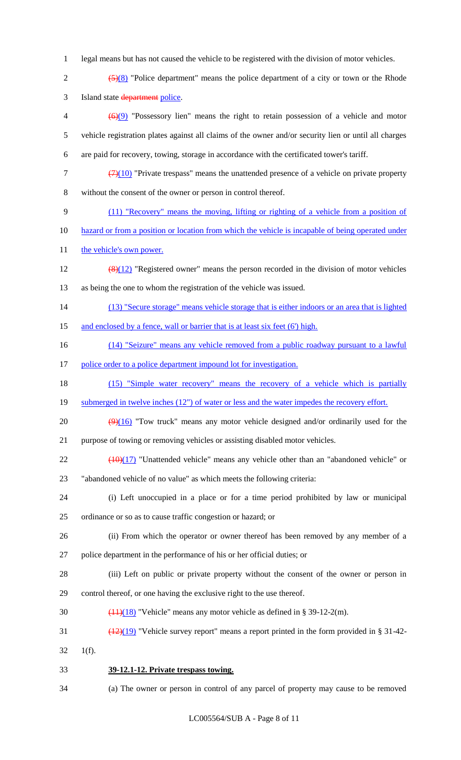legal means but has not caused the vehicle to be registered with the division of motor vehicles.

~~(5)~~(8) "Police department" means the police department of a city or town or the Rhode Island state ~~department~~ police.

~~(6)~~(9) "Possessory lien" means the right to retain possession of a vehicle and motor vehicle registration plates against all claims of the owner and/or security lien or until all charges are paid for recovery, towing, storage in accordance with the certificated tower's tariff.

~~(7)~~(10) "Private trespass" means the unattended presence of a vehicle on private property without the consent of the owner or person in control thereof.

(11) "Recovery" means the moving, lifting or righting of a vehicle from a position of hazard or from a position or location from which the vehicle is incapable of being operated under the vehicle's own power.

~~(8)~~(12) "Registered owner" means the person recorded in the division of motor vehicles as being the one to whom the registration of the vehicle was issued.

(13) "Secure storage" means vehicle storage that is either indoors or an area that is lighted and enclosed by a fence, wall or barrier that is at least six feet (6') high.

(14) "Seizure" means any vehicle removed from a public roadway pursuant to a lawful police order to a police department impound lot for investigation.

(15) "Simple water recovery" means the recovery of a vehicle which is partially submerged in twelve inches (12") of water or less and the water impedes the recovery effort.

~~(9)~~(16) "Tow truck" means any motor vehicle designed and/or ordinarily used for the purpose of towing or removing vehicles or assisting disabled motor vehicles.

~~(10)~~(17) "Unattended vehicle" means any vehicle other than an "abandoned vehicle" or "abandoned vehicle of no value" as which meets the following criteria:

(i) Left unoccupied in a place or for a time period prohibited by law or municipal ordinance or so as to cause traffic congestion or hazard; or

(ii) From which the operator or owner thereof has been removed by any member of a police department in the performance of his or her official duties; or

(iii) Left on public or private property without the consent of the owner or person in control thereof, or one having the exclusive right to the use thereof.

~~(11)~~(18) "Vehicle" means any motor vehicle as defined in § 39-12-2(m).

~~(12)~~(19) "Vehicle survey report" means a report printed in the form provided in § 31-42-1(f).

**39-12.1-12. Private trespass towing.**

(a) The owner or person in control of any parcel of property may cause to be removed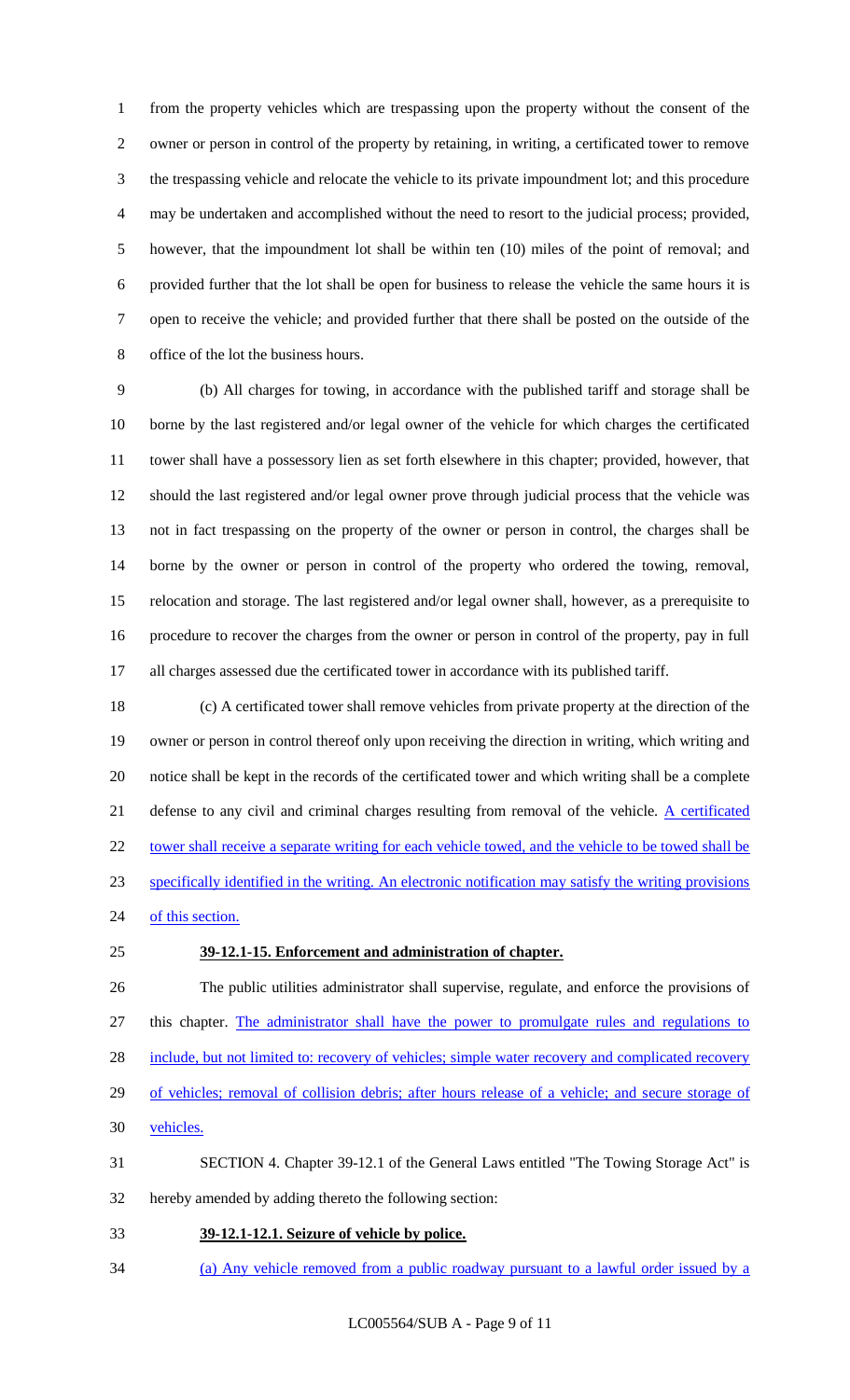from the property vehicles which are trespassing upon the property without the consent of the owner or person in control of the property by retaining, in writing, a certificated tower to remove the trespassing vehicle and relocate the vehicle to its private impoundment lot; and this procedure may be undertaken and accomplished without the need to resort to the judicial process; provided, however, that the impoundment lot shall be within ten (10) miles of the point of removal; and provided further that the lot shall be open for business to release the vehicle the same hours it is open to receive the vehicle; and provided further that there shall be posted on the outside of the office of the lot the business hours.

(b) All charges for towing, in accordance with the published tariff and storage shall be borne by the last registered and/or legal owner of the vehicle for which charges the certificated tower shall have a possessory lien as set forth elsewhere in this chapter; provided, however, that should the last registered and/or legal owner prove through judicial process that the vehicle was not in fact trespassing on the property of the owner or person in control, the charges shall be borne by the owner or person in control of the property who ordered the towing, removal, relocation and storage. The last registered and/or legal owner shall, however, as a prerequisite to procedure to recover the charges from the owner or person in control of the property, pay in full all charges assessed due the certificated tower in accordance with its published tariff.

(c) A certificated tower shall remove vehicles from private property at the direction of the owner or person in control thereof only upon receiving the direction in writing, which writing and notice shall be kept in the records of the certificated tower and which writing shall be a complete defense to any civil and criminal charges resulting from removal of the vehicle. <u>A certificated tower shall receive a separate writing for each vehicle towed, and the vehicle to be towed shall be specifically identified in the writing. An electronic notification may satisfy the writing provisions of this section.</u>

**39-12.1-15. Enforcement and administration of chapter.**

The public utilities administrator shall supervise, regulate, and enforce the provisions of this chapter. <u>The administrator shall have the power to promulgate rules and regulations to include, but not limited to: recovery of vehicles; simple water recovery and complicated recovery of vehicles; removal of collision debris; after hours release of a vehicle; and secure storage of vehicles.</u>

SECTION 4. Chapter 39-12.1 of the General Laws entitled "The Towing Storage Act" is hereby amended by adding thereto the following section:

<u>**39-12.1-12.1. Seizure of vehicle by police.**</u>

<u>(a) Any vehicle removed from a public roadway pursuant to a lawful order issued by a</u>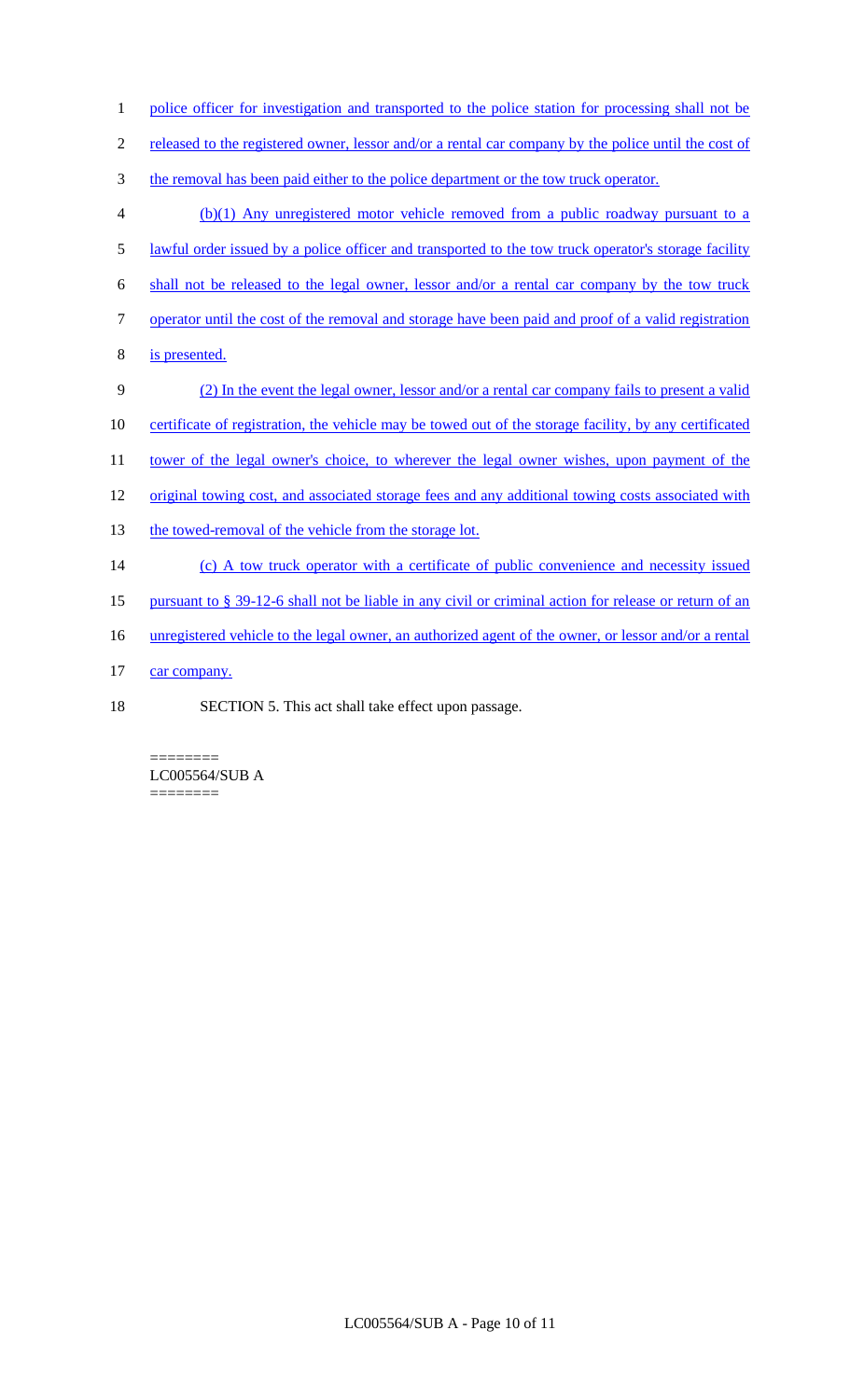police officer for investigation and transported to the police station for processing shall not be released to the registered owner, lessor and/or a rental car company by the police until the cost of the removal has been paid either to the police department or the tow truck operator.

(b)(1) Any unregistered motor vehicle removed from a public roadway pursuant to a lawful order issued by a police officer and transported to the tow truck operator's storage facility shall not be released to the legal owner, lessor and/or a rental car company by the tow truck operator until the cost of the removal and storage have been paid and proof of a valid registration is presented.

(2) In the event the legal owner, lessor and/or a rental car company fails to present a valid certificate of registration, the vehicle may be towed out of the storage facility, by any certificated tower of the legal owner's choice, to wherever the legal owner wishes, upon payment of the original towing cost, and associated storage fees and any additional towing costs associated with the towed-removal of the vehicle from the storage lot.

(c) A tow truck operator with a certificate of public convenience and necessity issued pursuant to § 39-12-6 shall not be liable in any civil or criminal action for release or return of an unregistered vehicle to the legal owner, an authorized agent of the owner, or lessor and/or a rental car company.

SECTION 5. This act shall take effect upon passage.

========
LC005564/SUB A
========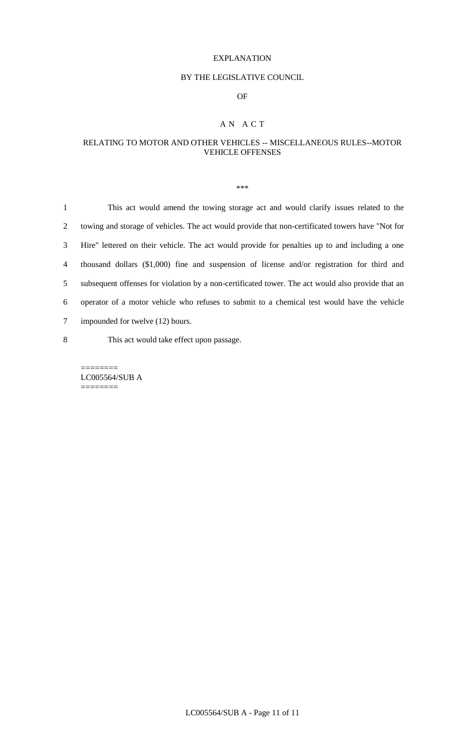EXPLANATION

BY THE LEGISLATIVE COUNCIL

OF

A N A C T

RELATING TO MOTOR AND OTHER VEHICLES -- MISCELLANEOUS RULES--MOTOR VEHICLE OFFENSES

\*\*\*

This act would amend the towing storage act and would clarify issues related to the towing and storage of vehicles. The act would provide that non-certificated towers have "Not for Hire" lettered on their vehicle. The act would provide for penalties up to and including a one thousand dollars ($1,000) fine and suspension of license and/or registration for third and subsequent offenses for violation by a non-certificated tower. The act would also provide that an operator of a motor vehicle who refuses to submit to a chemical test would have the vehicle impounded for twelve (12) hours.

This act would take effect upon passage.

========
LC005564/SUB A
========